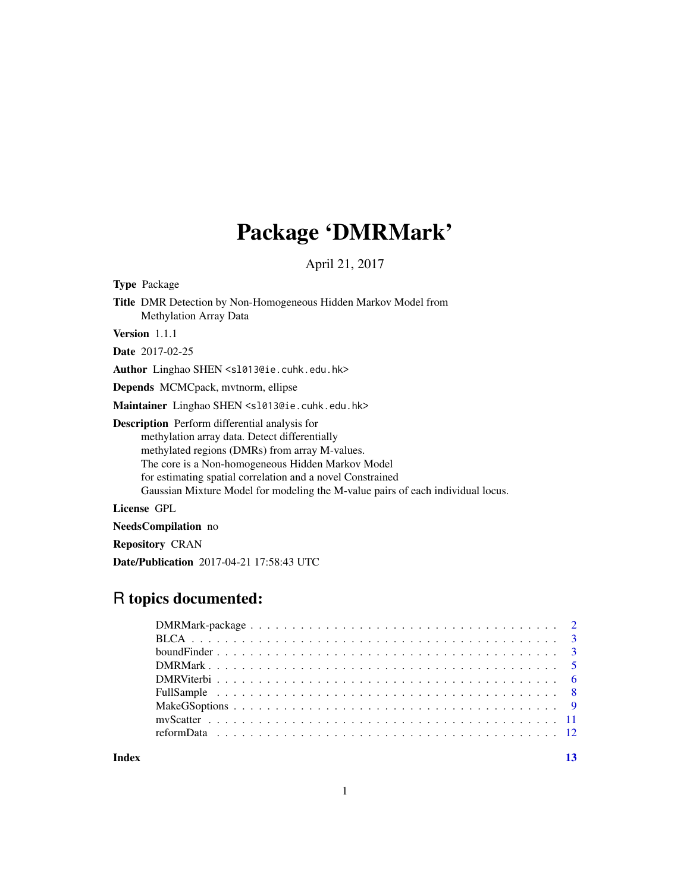# Package 'DMRMark'

April 21, 2017

**Type** Package

**Title** DMR Detection by Non-Homogeneous Hidden Markov Model from Methylation Array Data

**Version** 1.1.1

**Date** 2017-02-25

**Author** Linghao SHEN <sl013@ie.cuhk.edu.hk>

**Depends** MCMCpack, mvtnorm, ellipse

**Maintainer** Linghao SHEN <sl013@ie.cuhk.edu.hk>

**Description** Perform differential analysis for methylation array data. Detect differentially methylated regions (DMRs) from array M-values. The core is a Non-homogeneous Hidden Markov Model for estimating spatial correlation and a novel Constrained Gaussian Mixture Model for modeling the M-value pairs of each individual locus.

**License** GPL

**NeedsCompilation** no

**Repository** CRAN

**Date/Publication** 2017-04-21 17:58:43 UTC

## R topics documented:

- DMRMark-package . . . . . . . . . . . . . . . . . . . . . . . . . . . . . . . . . . . . . . 2
- BLCA . . . . . . . . . . . . . . . . . . . . . . . . . . . . . . . . . . . . . . . . . . . . 3
- boundFinder . . . . . . . . . . . . . . . . . . . . . . . . . . . . . . . . . . . . . . . . . 3
- DMRMark . . . . . . . . . . . . . . . . . . . . . . . . . . . . . . . . . . . . . . . . . . 5
- DMRViterbi . . . . . . . . . . . . . . . . . . . . . . . . . . . . . . . . . . . . . . . . . 6
- FullSample . . . . . . . . . . . . . . . . . . . . . . . . . . . . . . . . . . . . . . . . . 8
- MakeGSoptions . . . . . . . . . . . . . . . . . . . . . . . . . . . . . . . . . . . . . . . 9
- mvScatter . . . . . . . . . . . . . . . . . . . . . . . . . . . . . . . . . . . . . . . . . . 11
- reformData . . . . . . . . . . . . . . . . . . . . . . . . . . . . . . . . . . . . . . . . . 12

**Index** **13**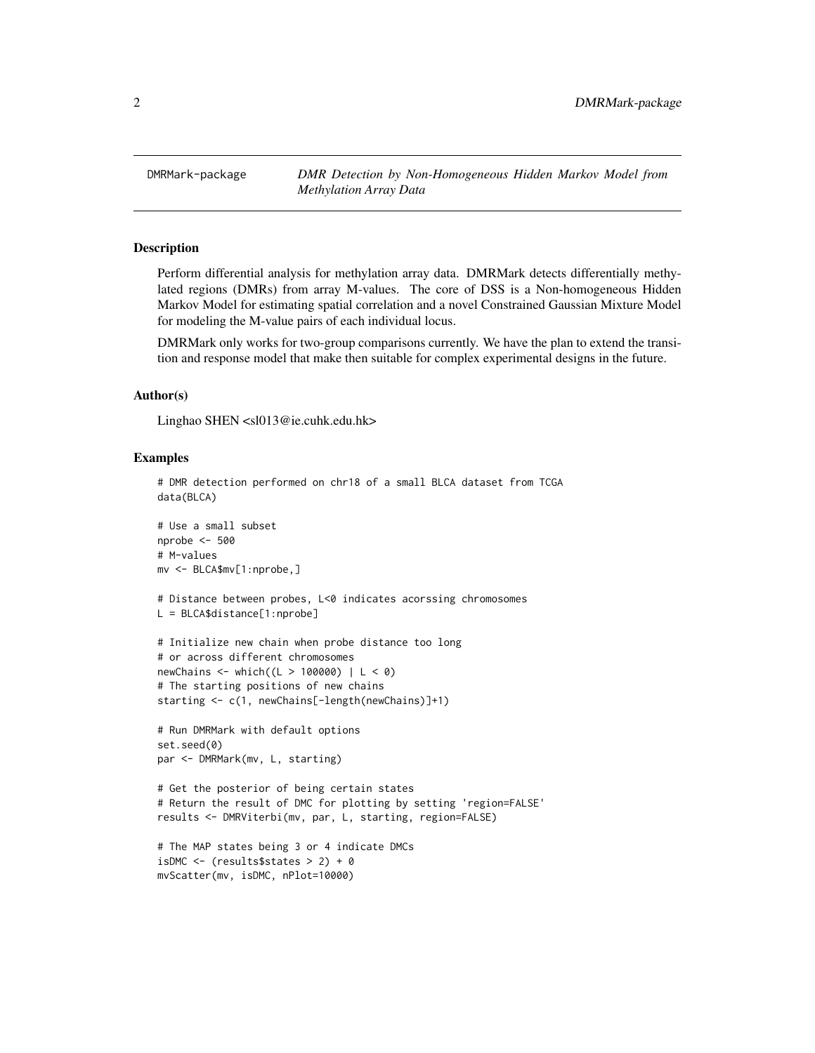# DMRMark-package

*DMR Detection by Non-Homogeneous Hidden Markov Model from Methylation Array Data*

## Description

Perform differential analysis for methylation array data. DMRMark detects differentially methylated regions (DMRs) from array M-values. The core of DSS is a Non-homogeneous Hidden Markov Model for estimating spatial correlation and a novel Constrained Gaussian Mixture Model for modeling the M-value pairs of each individual locus.

DMRMark only works for two-group comparisons currently. We have the plan to extend the transition and response model that make then suitable for complex experimental designs in the future.

## Author(s)

Linghao SHEN <sl013@ie.cuhk.edu.hk>

## Examples

```
# DMR detection performed on chr18 of a small BLCA dataset from TCGA
data(BLCA)

# Use a small subset
nprobe <- 500
# M-values
mv <- BLCA$mv[1:nprobe,]

# Distance between probes, L<0 indicates acorssing chromosomes
L = BLCA$distance[1:nprobe]

# Initialize new chain when probe distance too long
# or across different chromosomes
newChains <- which((L > 100000) | L < 0)
# The starting positions of new chains
starting <- c(1, newChains[-length(newChains)]+1)

# Run DMRMark with default options
set.seed(0)
par <- DMRMark(mv, L, starting)

# Get the posterior of being certain states
# Return the result of DMC for plotting by setting 'region=FALSE'
results <- DMRViterbi(mv, par, L, starting, region=FALSE)

# The MAP states being 3 or 4 indicate DMCs
isDMC <- (results$states > 2) + 0
mvScatter(mv, isDMC, nPlot=10000)
```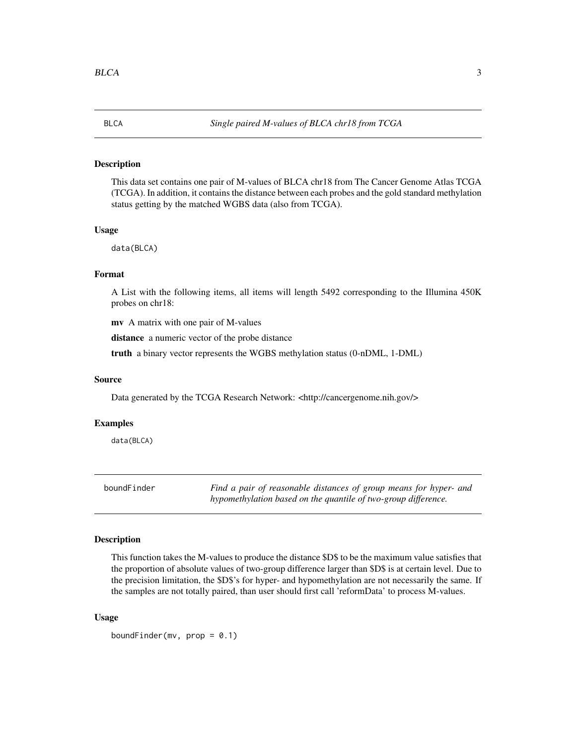## BLCA — *Single paired M-values of BLCA chr18 from TCGA*

### Description

This data set contains one pair of M-values of BLCA chr18 from The Cancer Genome Atlas TCGA (TCGA). In addition, it contains the distance between each probes and the gold standard methylation status getting by the matched WGBS data (also from TCGA).

### Usage

```
data(BLCA)
```

### Format

A List with the following items, all items will length 5492 corresponding to the Illumina 450K probes on chr18:

**mv** A matrix with one pair of M-values

**distance** a numeric vector of the probe distance

**truth** a binary vector represents the WGBS methylation status (0-nDML, 1-DML)

### Source

Data generated by the TCGA Research Network: <http://cancergenome.nih.gov/>

### Examples

```
data(BLCA)
```

## boundFinder — *Find a pair of reasonable distances of group means for hyper- and hypomethylation based on the quantile of two-group difference.*

### Description

This function takes the M-values to produce the distance $D$ to be the maximum value satisfies that the proportion of absolute values of two-group difference larger than $D$ is at certain level. Due to the precision limitation, the $D$'s for hyper- and hypomethylation are not necessarily the same. If the samples are not totally paired, than user should first call 'reformData' to process M-values.

### Usage

```
boundFinder(mv, prop = 0.1)
```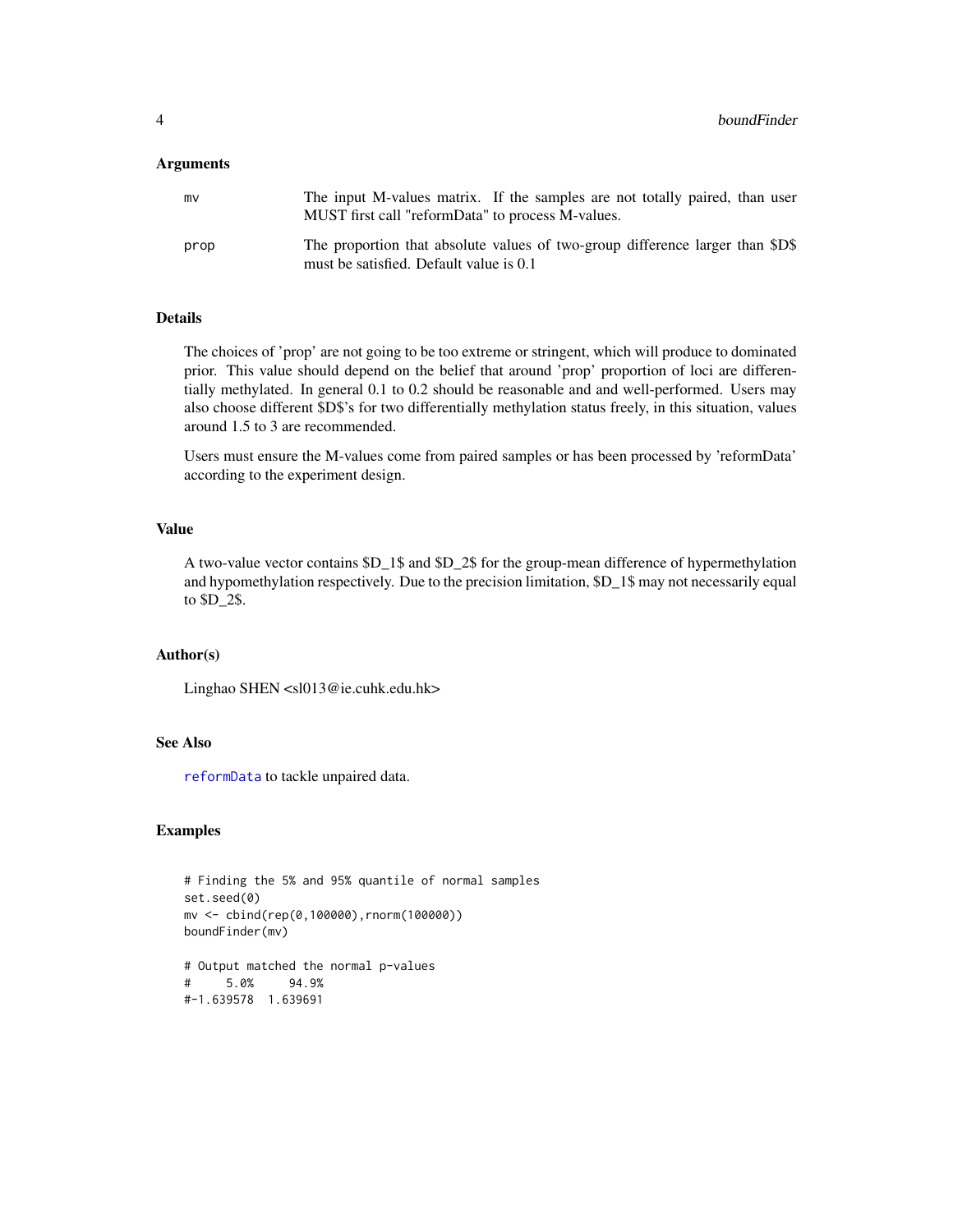## Arguments

| | |
|---|---|
| mv | The input M-values matrix. If the samples are not totally paired, than user MUST first call "reformData" to process M-values. |
| prop | The proportion that absolute values of two-group difference larger than $D$ must be satisfied. Default value is 0.1 |

## Details

The choices of 'prop' are not going to be too extreme or stringent, which will produce to dominated prior. This value should depend on the belief that around 'prop' proportion of loci are differentially methylated. In general 0.1 to 0.2 should be reasonable and and well-performed. Users may also choose different $D$'s for two differentially methylation status freely, in this situation, values around 1.5 to 3 are recommended.

Users must ensure the M-values come from paired samples or has been processed by 'reformData' according to the experiment design.

## Value

A two-value vector contains $D_1$ and $D_2$ for the group-mean difference of hypermethylation and hypomethylation respectively. Due to the precision limitation, $D_1$ may not necessarily equal to $D_2$.

## Author(s)

Linghao SHEN <sl013@ie.cuhk.edu.hk>

## See Also

reformData to tackle unpaired data.

## Examples

```
# Finding the 5% and 95% quantile of normal samples
set.seed(0)
mv <- cbind(rep(0,100000),rnorm(100000))
boundFinder(mv)

# Output matched the normal p-values
#      5.0%     94.9%
#-1.639578  1.639691
```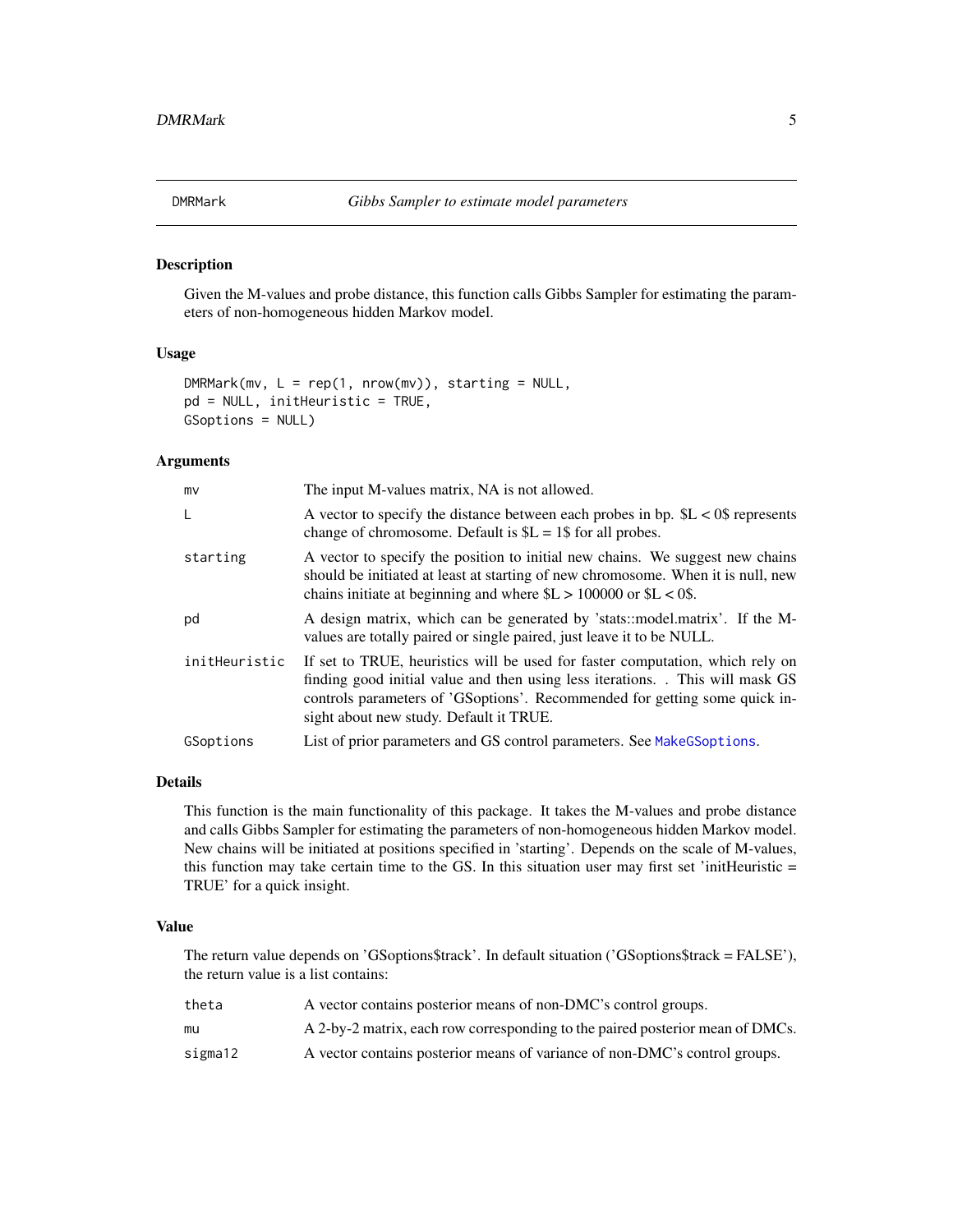# DMRMark — *Gibbs Sampler to estimate model parameters*

## Description

Given the M-values and probe distance, this function calls Gibbs Sampler for estimating the parameters of non-homogeneous hidden Markov model.

## Usage

```
DMRMark(mv, L = rep(1, nrow(mv)), starting = NULL,
pd = NULL, initHeuristic = TRUE,
GSoptions = NULL)
```

## Arguments

| | |
|---|---|
| `mv` | The input M-values matrix, NA is not allowed. |
| `L` | A vector to specify the distance between each probes in bp. $L < 0$ represents change of chromosome. Default is $L = 1$ for all probes. |
| `starting` | A vector to specify the position to initial new chains. We suggest new chains should be initiated at least at starting of new chromosome. When it is null, new chains initiate at beginning and where $L > 100000$ or $L < 0$. |
| `pd` | A design matrix, which can be generated by 'stats::model.matrix'. If the M-values are totally paired or single paired, just leave it to be NULL. |
| `initHeuristic` | If set to TRUE, heuristics will be used for faster computation, which rely on finding good initial value and then using less iterations. . This will mask GS controls parameters of 'GSoptions'. Recommended for getting some quick insight about new study. Default it TRUE. |
| `GSoptions` | List of prior parameters and GS control parameters. See `MakeGSoptions`. |

## Details

This function is the main functionality of this package. It takes the M-values and probe distance and calls Gibbs Sampler for estimating the parameters of non-homogeneous hidden Markov model. New chains will be initiated at positions specified in 'starting'. Depends on the scale of M-values, this function may take certain time to the GS. In this situation user may first set 'initHeuristic = TRUE' for a quick insight.

## Value

The return value depends on 'GSoptions$track'. In default situation ('GSoptions$track = FALSE'), the return value is a list contains:

| | |
|---|---|
| `theta` | A vector contains posterior means of non-DMC's control groups. |
| `mu` | A 2-by-2 matrix, each row corresponding to the paired posterior mean of DMCs. |
| `sigma12` | A vector contains posterior means of variance of non-DMC's control groups. |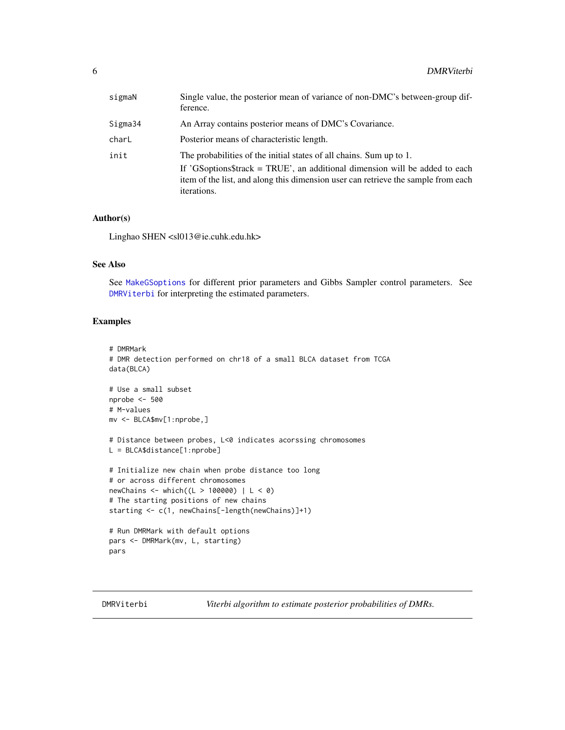| | |
|---|---|
| sigmaN | Single value, the posterior mean of variance of non-DMC's between-group difference. |
| Sigma34 | An Array contains posterior means of DMC's Covariance. |
| charL | Posterior means of characteristic length. |
| init | The probabilities of the initial states of all chains. Sum up to 1.<br>If 'GSoptions$track = TRUE', an additional dimension will be added to each item of the list, and along this dimension user can retrieve the sample from each iterations. |

### Author(s)

Linghao SHEN <sl013@ie.cuhk.edu.hk>

### See Also

See MakeGSoptions for different prior parameters and Gibbs Sampler control parameters. See DMRViterbi for interpreting the estimated parameters.

### Examples

```
# DMRMark
# DMR detection performed on chr18 of a small BLCA dataset from TCGA
data(BLCA)

# Use a small subset
nprobe <- 500
# M-values
mv <- BLCA$mv[1:nprobe,]

# Distance between probes, L<0 indicates acorssing chromosomes
L = BLCA$distance[1:nprobe]

# Initialize new chain when probe distance too long
# or across different chromosomes
newChains <- which((L > 100000) | L < 0)
# The starting positions of new chains
starting <- c(1, newChains[-length(newChains)]+1)

# Run DMRMark with default options
pars <- DMRMark(mv, L, starting)
pars
```

---

## DMRViterbi — *Viterbi algorithm to estimate posterior probabilities of DMRs.*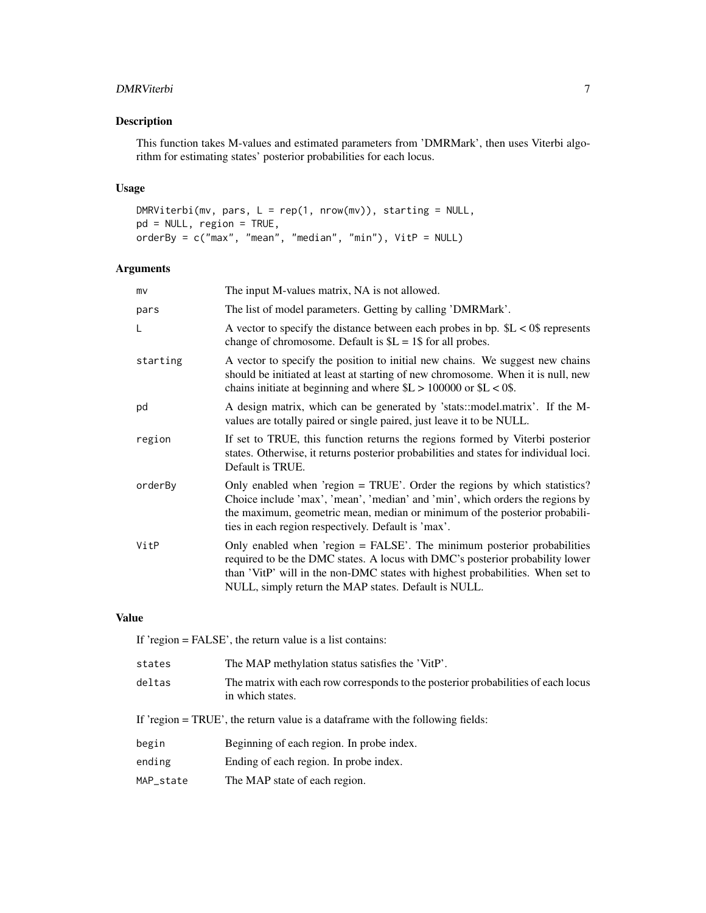## Description

This function takes M-values and estimated parameters from 'DMRMark', then uses Viterbi algorithm for estimating states' posterior probabilities for each locus.

## Usage

```
DMRViterbi(mv, pars, L = rep(1, nrow(mv)), starting = NULL,
pd = NULL, region = TRUE,
orderBy = c("max", "mean", "median", "min"), VitP = NULL)
```

## Arguments

| | |
|---|---|
| mv | The input M-values matrix, NA is not allowed. |
| pars | The list of model parameters. Getting by calling 'DMRMark'. |
| L | A vector to specify the distance between each probes in bp. $L < 0$ represents change of chromosome. Default is $L = 1$ for all probes. |
| starting | A vector to specify the position to initial new chains. We suggest new chains should be initiated at least at starting of new chromosome. When it is null, new chains initiate at beginning and where $L > 100000$ or $L < 0$. |
| pd | A design matrix, which can be generated by 'stats::model.matrix'. If the M-values are totally paired or single paired, just leave it to be NULL. |
| region | If set to TRUE, this function returns the regions formed by Viterbi posterior states. Otherwise, it returns posterior probabilities and states for individual loci. Default is TRUE. |
| orderBy | Only enabled when 'region = TRUE'. Order the regions by which statistics? Choice include 'max', 'mean', 'median' and 'min', which orders the regions by the maximum, geometric mean, median or minimum of the posterior probabilities in each region respectively. Default is 'max'. |
| VitP | Only enabled when 'region = FALSE'. The minimum posterior probabilities required to be the DMC states. A locus with DMC's posterior probability lower than 'VitP' will in the non-DMC states with highest probabilities. When set to NULL, simply return the MAP states. Default is NULL. |

## Value

If 'region = FALSE', the return value is a list contains:

| | |
|---|---|
| states | The MAP methylation status satisfies the 'VitP'. |
| deltas | The matrix with each row corresponds to the posterior probabilities of each locus in which states. |

If 'region = TRUE', the return value is a dataframe with the following fields:

| | |
|---|---|
| begin | Beginning of each region. In probe index. |
| ending | Ending of each region. In probe index. |
| MAP_state | The MAP state of each region. |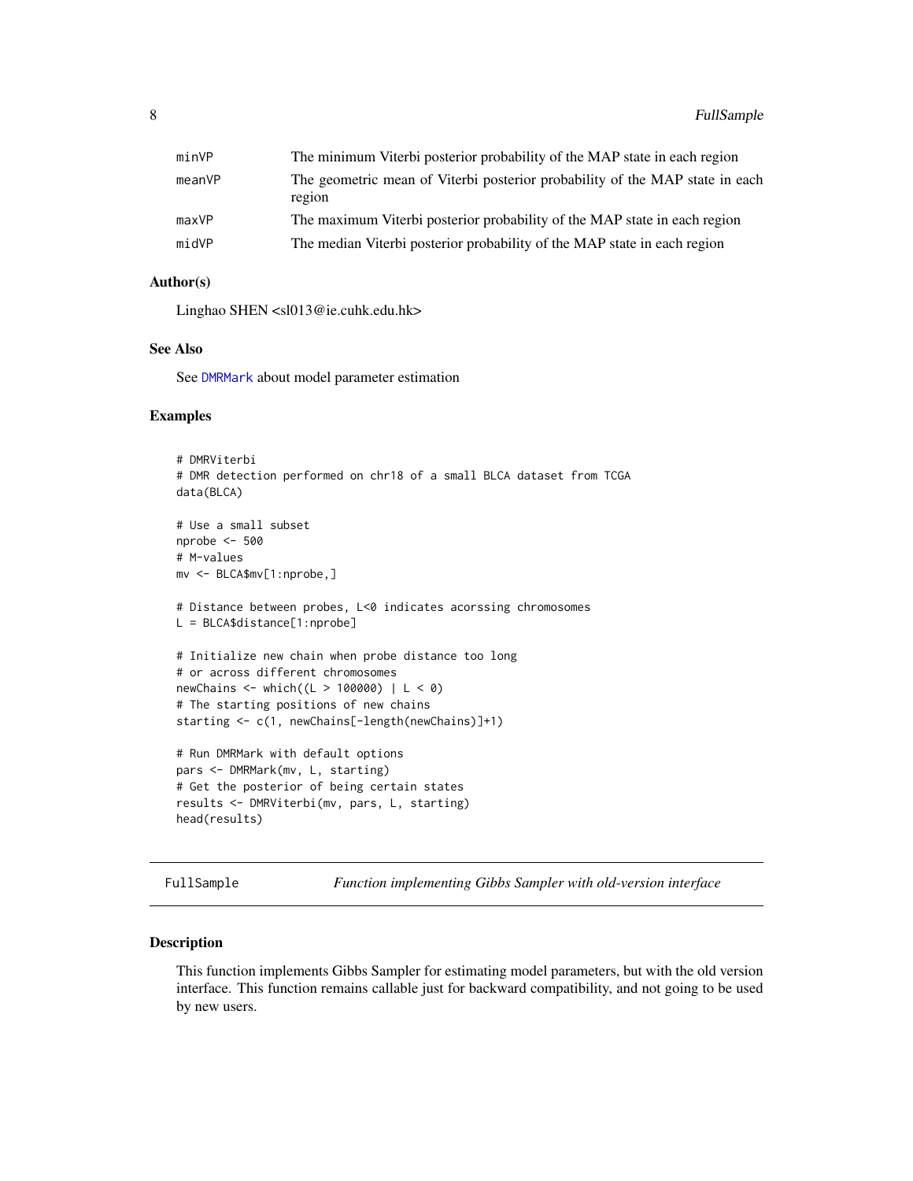| | |
|---|---|
| minVP | The minimum Viterbi posterior probability of the MAP state in each region |
| meanVP | The geometric mean of Viterbi posterior probability of the MAP state in each region |
| maxVP | The maximum Viterbi posterior probability of the MAP state in each region |
| midVP | The median Viterbi posterior probability of the MAP state in each region |

### Author(s)

Linghao SHEN <sl013@ie.cuhk.edu.hk>

### See Also

See DMRMark about model parameter estimation

### Examples

```
# DMRViterbi
# DMR detection performed on chr18 of a small BLCA dataset from TCGA
data(BLCA)

# Use a small subset
nprobe <- 500
# M-values
mv <- BLCA$mv[1:nprobe,]

# Distance between probes, L<0 indicates acorssing chromosomes
L = BLCA$distance[1:nprobe]

# Initialize new chain when probe distance too long
# or across different chromosomes
newChains <- which((L > 100000) | L < 0)
# The starting positions of new chains
starting <- c(1, newChains[-length(newChains)]+1)

# Run DMRMark with default options
pars <- DMRMark(mv, L, starting)
# Get the posterior of being certain states
results <- DMRViterbi(mv, pars, L, starting)
head(results)
```

---

## FullSample — *Function implementing Gibbs Sampler with old-version interface*

### Description

This function implements Gibbs Sampler for estimating model parameters, but with the old version interface. This function remains callable just for backward compatibility, and not going to be used by new users.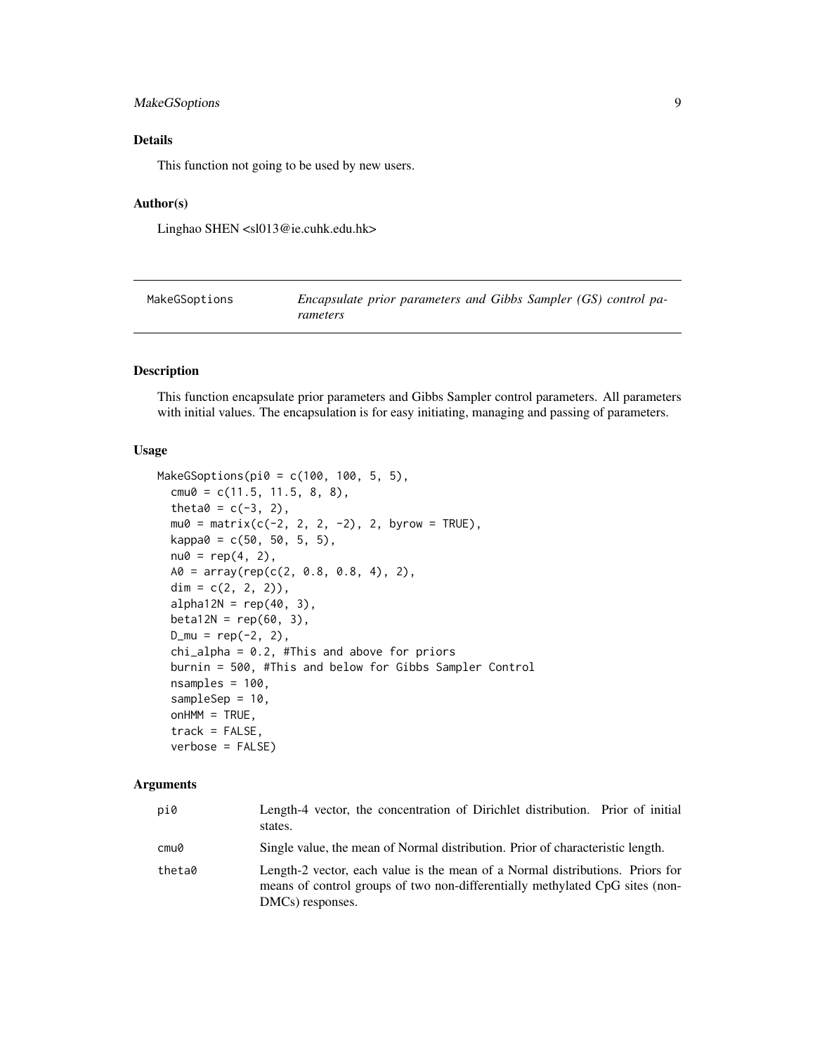## Details

This function not going to be used by new users.

## Author(s)

Linghao SHEN <sl013@ie.cuhk.edu.hk>

---

## MakeGSoptions — *Encapsulate prior parameters and Gibbs Sampler (GS) control parameters*

---

## Description

This function encapsulate prior parameters and Gibbs Sampler control parameters. All parameters with initial values. The encapsulation is for easy initiating, managing and passing of parameters.

## Usage

```
MakeGSoptions(pi0 = c(100, 100, 5, 5),
  cmu0 = c(11.5, 11.5, 8, 8),
  theta0 = c(-3, 2),
  mu0 = matrix(c(-2, 2, 2, -2), 2, byrow = TRUE),
  kappa0 = c(50, 50, 5, 5),
  nu0 = rep(4, 2),
  A0 = array(rep(c(2, 0.8, 0.8, 4), 2),
  dim = c(2, 2, 2)),
  alpha12N = rep(40, 3),
  beta12N = rep(60, 3),
  D_mu = rep(-2, 2),
  chi_alpha = 0.2, #This and above for priors
  burnin = 500, #This and below for Gibbs Sampler Control
  nsamples = 100,
  sampleSep = 10,
  onHMM = TRUE,
  track = FALSE,
  verbose = FALSE)
```

## Arguments

| | |
|---|---|
| pi0 | Length-4 vector, the concentration of Dirichlet distribution. Prior of initial states. |
| cmu0 | Single value, the mean of Normal distribution. Prior of characteristic length. |
| theta0 | Length-2 vector, each value is the mean of a Normal distributions. Priors for means of control groups of two non-differentially methylated CpG sites (non-DMCs) responses. |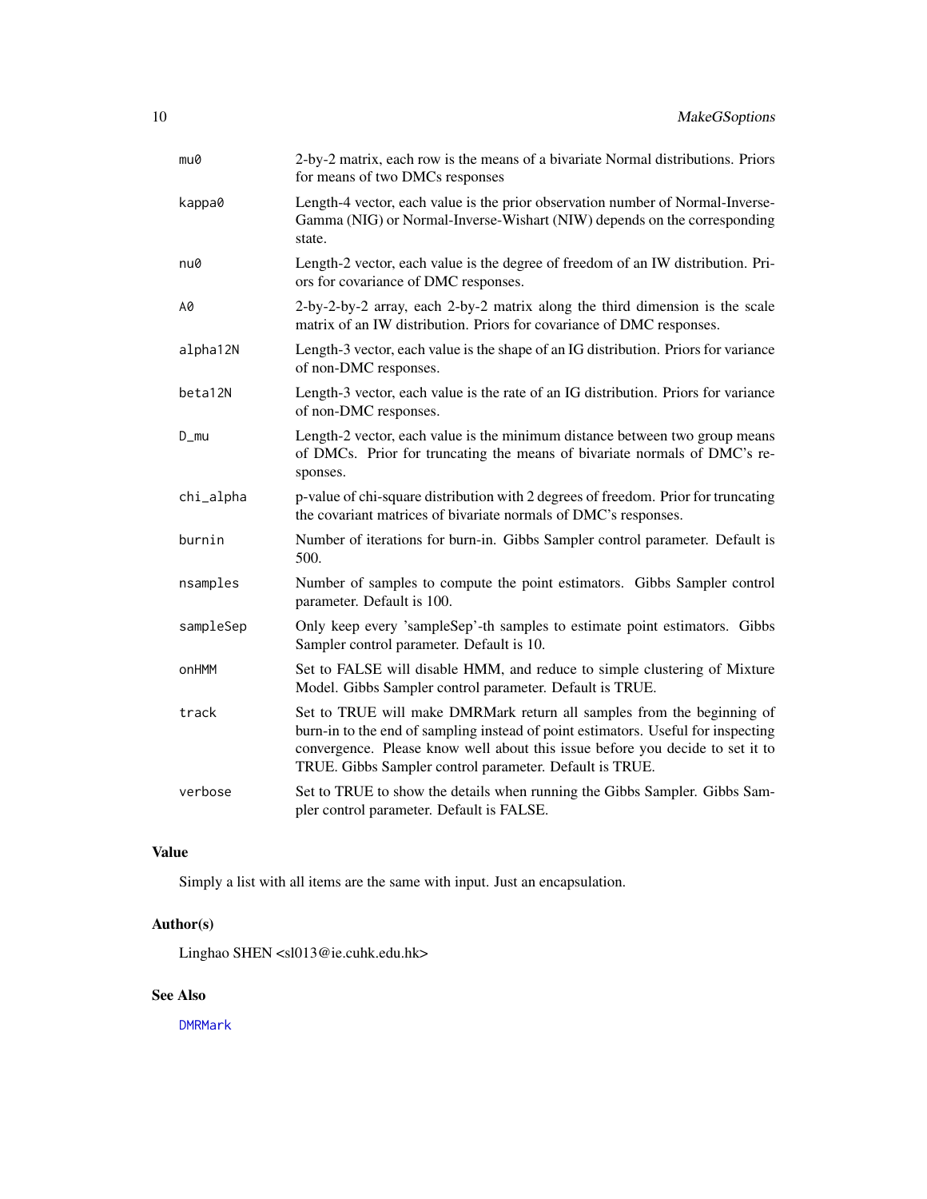| | |
|---|---|
| `mu0` | 2-by-2 matrix, each row is the means of a bivariate Normal distributions. Priors for means of two DMCs responses |
| `kappa0` | Length-4 vector, each value is the prior observation number of Normal-Inverse-Gamma (NIG) or Normal-Inverse-Wishart (NIW) depends on the corresponding state. |
| `nu0` | Length-2 vector, each value is the degree of freedom of an IW distribution. Priors for covariance of DMC responses. |
| `A0` | 2-by-2-by-2 array, each 2-by-2 matrix along the third dimension is the scale matrix of an IW distribution. Priors for covariance of DMC responses. |
| `alpha12N` | Length-3 vector, each value is the shape of an IG distribution. Priors for variance of non-DMC responses. |
| `beta12N` | Length-3 vector, each value is the rate of an IG distribution. Priors for variance of non-DMC responses. |
| `D_mu` | Length-2 vector, each value is the minimum distance between two group means of DMCs. Prior for truncating the means of bivariate normals of DMC's responses. |
| `chi_alpha` | p-value of chi-square distribution with 2 degrees of freedom. Prior for truncating the covariant matrices of bivariate normals of DMC's responses. |
| `burnin` | Number of iterations for burn-in. Gibbs Sampler control parameter. Default is 500. |
| `nsamples` | Number of samples to compute the point estimators. Gibbs Sampler control parameter. Default is 100. |
| `sampleSep` | Only keep every 'sampleSep'-th samples to estimate point estimators. Gibbs Sampler control parameter. Default is 10. |
| `onHMM` | Set to FALSE will disable HMM, and reduce to simple clustering of Mixture Model. Gibbs Sampler control parameter. Default is TRUE. |
| `track` | Set to TRUE will make DMRMark return all samples from the beginning of burn-in to the end of sampling instead of point estimators. Useful for inspecting convergence. Please know well about this issue before you decide to set it to TRUE. Gibbs Sampler control parameter. Default is TRUE. |
| `verbose` | Set to TRUE to show the details when running the Gibbs Sampler. Gibbs Sampler control parameter. Default is FALSE. |

## Value

Simply a list with all items are the same with input. Just an encapsulation.

## Author(s)

Linghao SHEN <sl013@ie.cuhk.edu.hk>

## See Also

DMRMark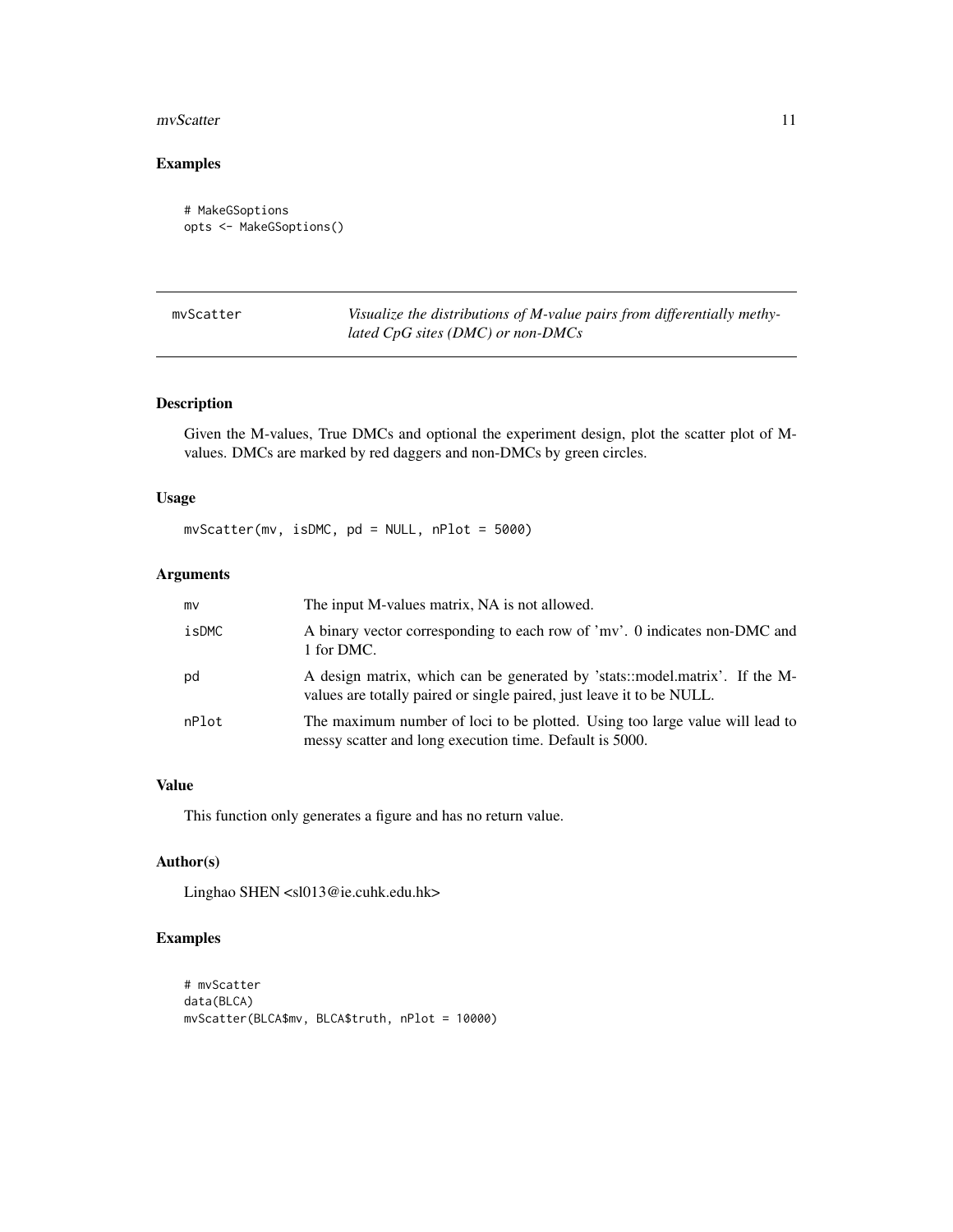## Examples

```
# MakeGSoptions
opts <- MakeGSoptions()
```

---

# mvScatter *Visualize the distributions of M-value pairs from differentially methylated CpG sites (DMC) or non-DMCs*

---

## Description

Given the M-values, True DMCs and optional the experiment design, plot the scatter plot of M-values. DMCs are marked by red daggers and non-DMCs by green circles.

## Usage

```
mvScatter(mv, isDMC, pd = NULL, nPlot = 5000)
```

## Arguments

| | |
|---|---|
| `mv` | The input M-values matrix, NA is not allowed. |
| `isDMC` | A binary vector corresponding to each row of 'mv'. 0 indicates non-DMC and 1 for DMC. |
| `pd` | A design matrix, which can be generated by 'stats::model.matrix'. If the M-values are totally paired or single paired, just leave it to be NULL. |
| `nPlot` | The maximum number of loci to be plotted. Using too large value will lead to messy scatter and long execution time. Default is 5000. |

## Value

This function only generates a figure and has no return value.

## Author(s)

Linghao SHEN <sl013@ie.cuhk.edu.hk>

## Examples

```
# mvScatter
data(BLCA)
mvScatter(BLCA$mv, BLCA$truth, nPlot = 10000)
```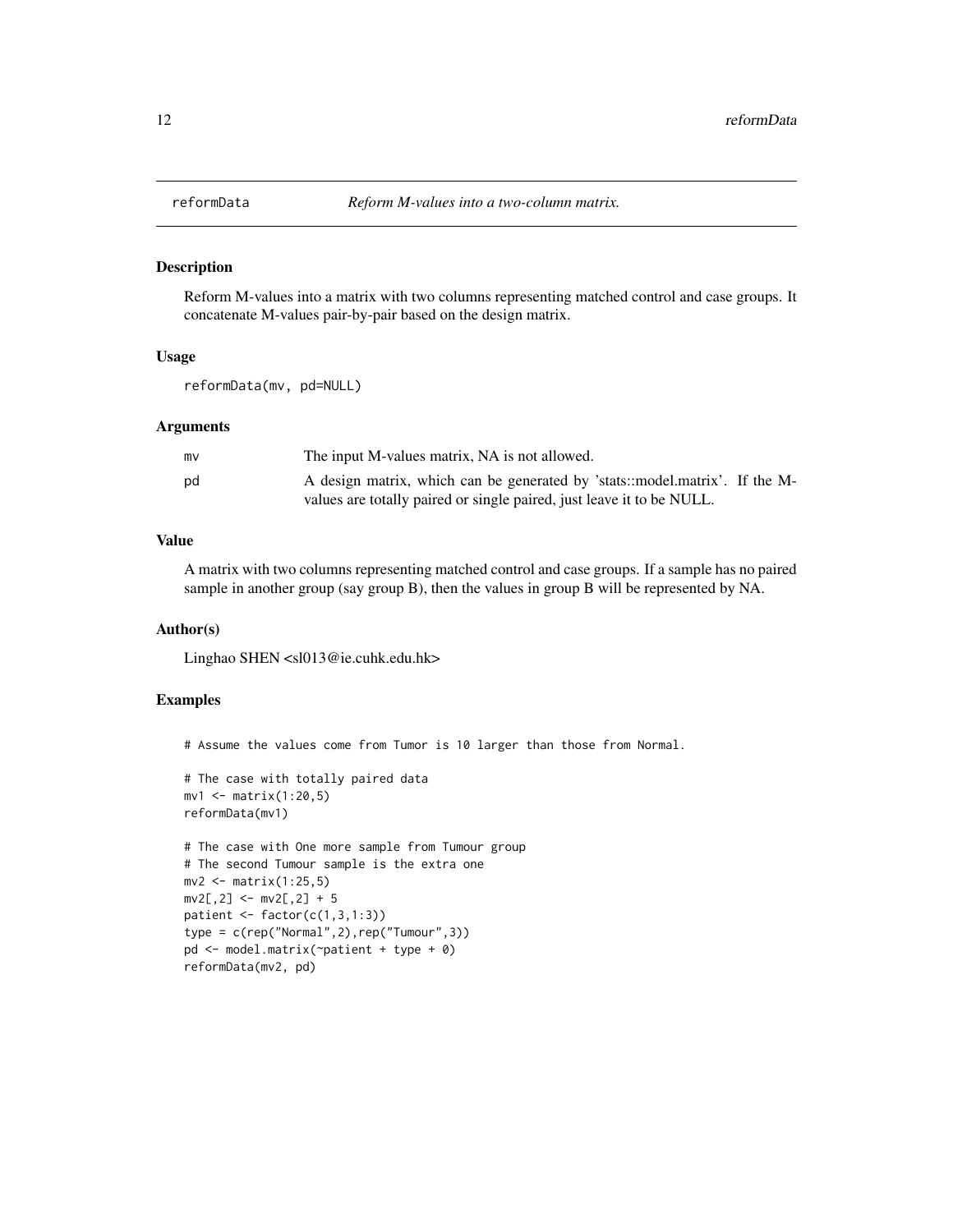# reformData *Reform M-values into a two-column matrix.*

## Description

Reform M-values into a matrix with two columns representing matched control and case groups. It concatenate M-values pair-by-pair based on the design matrix.

## Usage

```
reformData(mv, pd=NULL)
```

## Arguments

| | |
|---|---|
| mv | The input M-values matrix, NA is not allowed. |
| pd | A design matrix, which can be generated by 'stats::model.matrix'. If the M-values are totally paired or single paired, just leave it to be NULL. |

## Value

A matrix with two columns representing matched control and case groups. If a sample has no paired sample in another group (say group B), then the values in group B will be represented by NA.

## Author(s)

Linghao SHEN <sl013@ie.cuhk.edu.hk>

## Examples

```
# Assume the values come from Tumor is 10 larger than those from Normal.

# The case with totally paired data
mv1 <- matrix(1:20,5)
reformData(mv1)

# The case with One more sample from Tumour group
# The second Tumour sample is the extra one
mv2 <- matrix(1:25,5)
mv2[,2] <- mv2[,2] + 5
patient <- factor(c(1,3,1:3))
type = c(rep("Normal",2),rep("Tumour",3))
pd <- model.matrix(~patient + type + 0)
reformData(mv2, pd)
```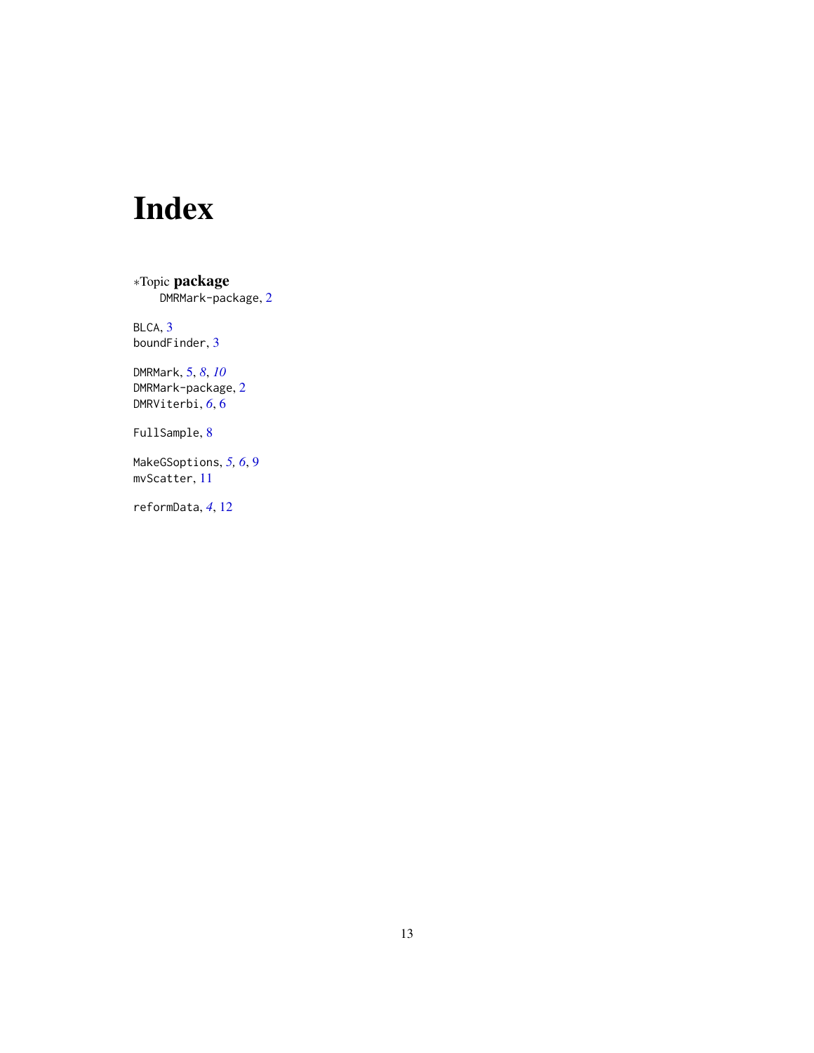# Index

∗Topic **package**
    DMRMark-package, 2

BLCA, 3
boundFinder, 3

DMRMark, 5, *8*, *10*
DMRMark-package, 2
DMRViterbi, *6*, 6

FullSample, 8

MakeGSoptions, *5, 6*, 9
mvScatter, 11

reformData, *4*, 12